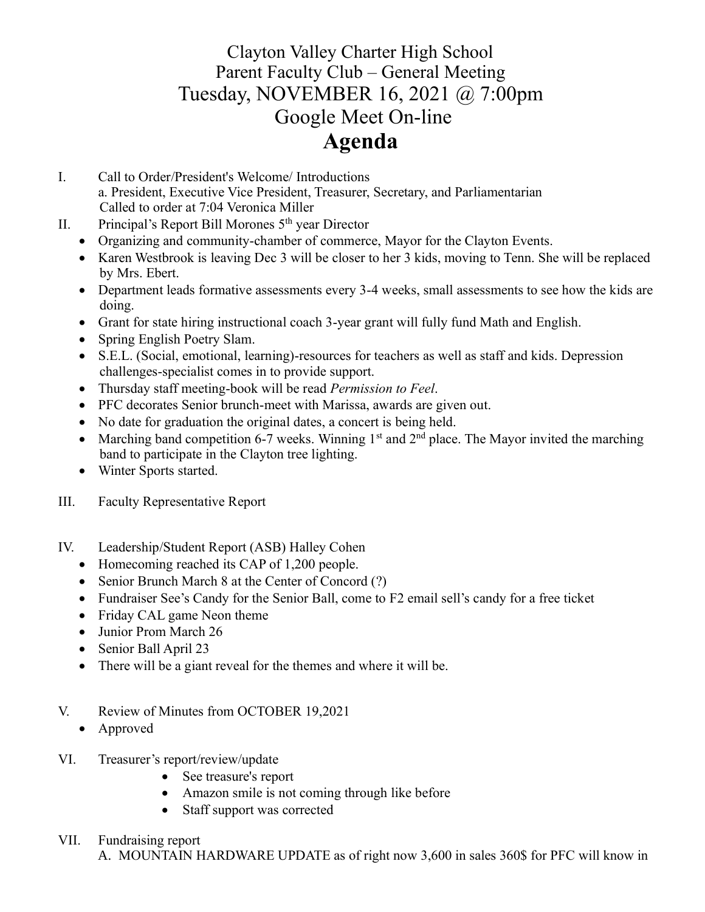# Clayton Valley Charter High School
## Parent Faculty Club – General Meeting
## Tuesday, NOVEMBER 16, 2021 @ 7:00pm
## Google Meet On-line
# **Agenda**

I. Call to Order/President's Welcome/ Introductions
   a. President, Executive Vice President, Treasurer, Secretary, and Parliamentarian
   Called to order at 7:04 Veronica Miller

II. Principal's Report Bill Morones 5th year Director
   - Organizing and community-chamber of commerce, Mayor for the Clayton Events.
   - Karen Westbrook is leaving Dec 3 will be closer to her 3 kids, moving to Tenn. She will be replaced by Mrs. Ebert.
   - Department leads formative assessments every 3-4 weeks, small assessments to see how the kids are doing.
   - Grant for state hiring instructional coach 3-year grant will fully fund Math and English.
   - Spring English Poetry Slam.
   - S.E.L. (Social, emotional, learning)-resources for teachers as well as staff and kids. Depression challenges-specialist comes in to provide support.
   - Thursday staff meeting-book will be read *Permission to Feel*.
   - PFC decorates Senior brunch-meet with Marissa, awards are given out.
   - No date for graduation the original dates, a concert is being held.
   - Marching band competition 6-7 weeks. Winning 1st and 2nd place. The Mayor invited the marching band to participate in the Clayton tree lighting.
   - Winter Sports started.

III. Faculty Representative Report

IV. Leadership/Student Report (ASB) Halley Cohen
   - Homecoming reached its CAP of 1,200 people.
   - Senior Brunch March 8 at the Center of Concord (?)
   - Fundraiser See's Candy for the Senior Ball, come to F2 email sell's candy for a free ticket
   - Friday CAL game Neon theme
   - Junior Prom March 26
   - Senior Ball April 23
   - There will be a giant reveal for the themes and where it will be.

V. Review of Minutes from OCTOBER 19,2021
   - Approved

VI. Treasurer's report/review/update
   - See treasure's report
   - Amazon smile is not coming through like before
   - Staff support was corrected

VII. Fundraising report
   A. MOUNTAIN HARDWARE UPDATE as of right now 3,600 in sales 360$ for PFC will know in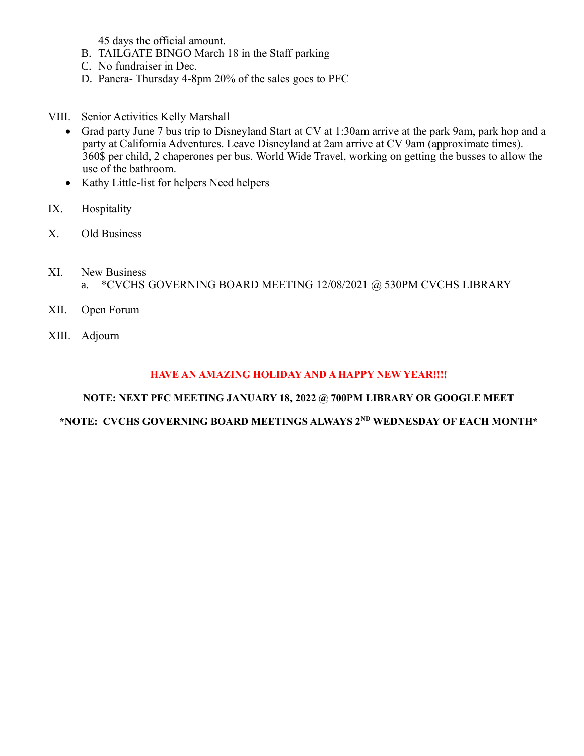45 days the official amount.

B. TAILGATE BINGO March 18 in the Staff parking

C. No fundraiser in Dec.

D. Panera- Thursday 4-8pm 20% of the sales goes to PFC

VIII. Senior Activities Kelly Marshall

- Grad party June 7 bus trip to Disneyland Start at CV at 1:30am arrive at the park 9am, park hop and a party at California Adventures. Leave Disneyland at 2am arrive at CV 9am (approximate times). 360$ per child, 2 chaperones per bus. World Wide Travel, working on getting the busses to allow the use of the bathroom.
- Kathy Little-list for helpers Need helpers

IX. Hospitality

X. Old Business

XI. New Business

a. *CVCHS GOVERNING BOARD MEETING 12/08/2021 @ 530PM CVCHS LIBRARY

XII. Open Forum

XIII. Adjourn

**HAVE AN AMAZING HOLIDAY AND A HAPPY NEW YEAR!!!!**

**NOTE: NEXT PFC MEETING JANUARY 18, 2022 @ 700PM LIBRARY OR GOOGLE MEET**

**\*NOTE: CVCHS GOVERNING BOARD MEETINGS ALWAYS 2ND WEDNESDAY OF EACH MONTH\***